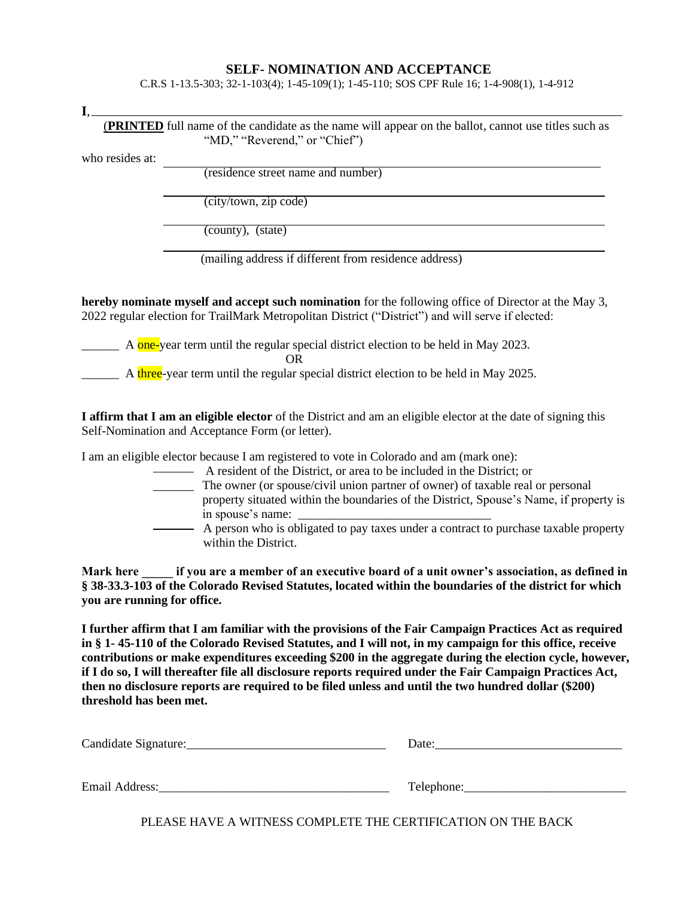## SELF- NOMINATION AND ACCEPTANCE

C.R.S 1-13.5-303; 32-1-103(4); 1-45-109(1); 1-45-110; SOS CPF Rule 16; 1-4-908(1), 1-4-912

**I**, ______________________________________________________________________________

(**PRINTED** full name of the candidate as the name will appear on the ballot, cannot use titles such as "MD," "Reverend," or "Chief")

who resides at: ____________________________________________________________

(residence street name and number)

____________________________________________________________

(city/town, zip code)

____________________________________________________________

(county), (state)

____________________________________________________________

(mailing address if different from residence address)

**hereby nominate myself and accept such nomination** for the following office of Director at the May 3, 2022 regular election for TrailMark Metropolitan District ("District") and will serve if elected:

______ A one-year term until the regular special district election to be held in May 2023.

OR

______ A three-year term until the regular special district election to be held in May 2025.

**I affirm that I am an eligible elector** of the District and am an eligible elector at the date of signing this Self-Nomination and Acceptance Form (or letter).

I am an eligible elector because I am registered to vote in Colorado and am (mark one):

- ______ A resident of the District, or area to be included in the District; or
- ______ The owner (or spouse/civil union partner of owner) of taxable real or personal property situated within the boundaries of the District, Spouse's Name, if property is in spouse's name: ______________________________
- ______ A person who is obligated to pay taxes under a contract to purchase taxable property within the District.

**Mark here _____ if you are a member of an executive board of a unit owner's association, as defined in § 38-33.3-103 of the Colorado Revised Statutes, located within the boundaries of the district for which you are running for office.**

**I further affirm that I am familiar with the provisions of the Fair Campaign Practices Act as required in § 1- 45-110 of the Colorado Revised Statutes, and I will not, in my campaign for this office, receive contributions or make expenditures exceeding $200 in the aggregate during the election cycle, however, if I do so, I will thereafter file all disclosure reports required under the Fair Campaign Practices Act, then no disclosure reports are required to be filed unless and until the two hundred dollar ($200) threshold has been met.**

Candidate Signature:________________________________ Date:______________________________

Email Address:_____________________________________ Telephone:_________________________

PLEASE HAVE A WITNESS COMPLETE THE CERTIFICATION ON THE BACK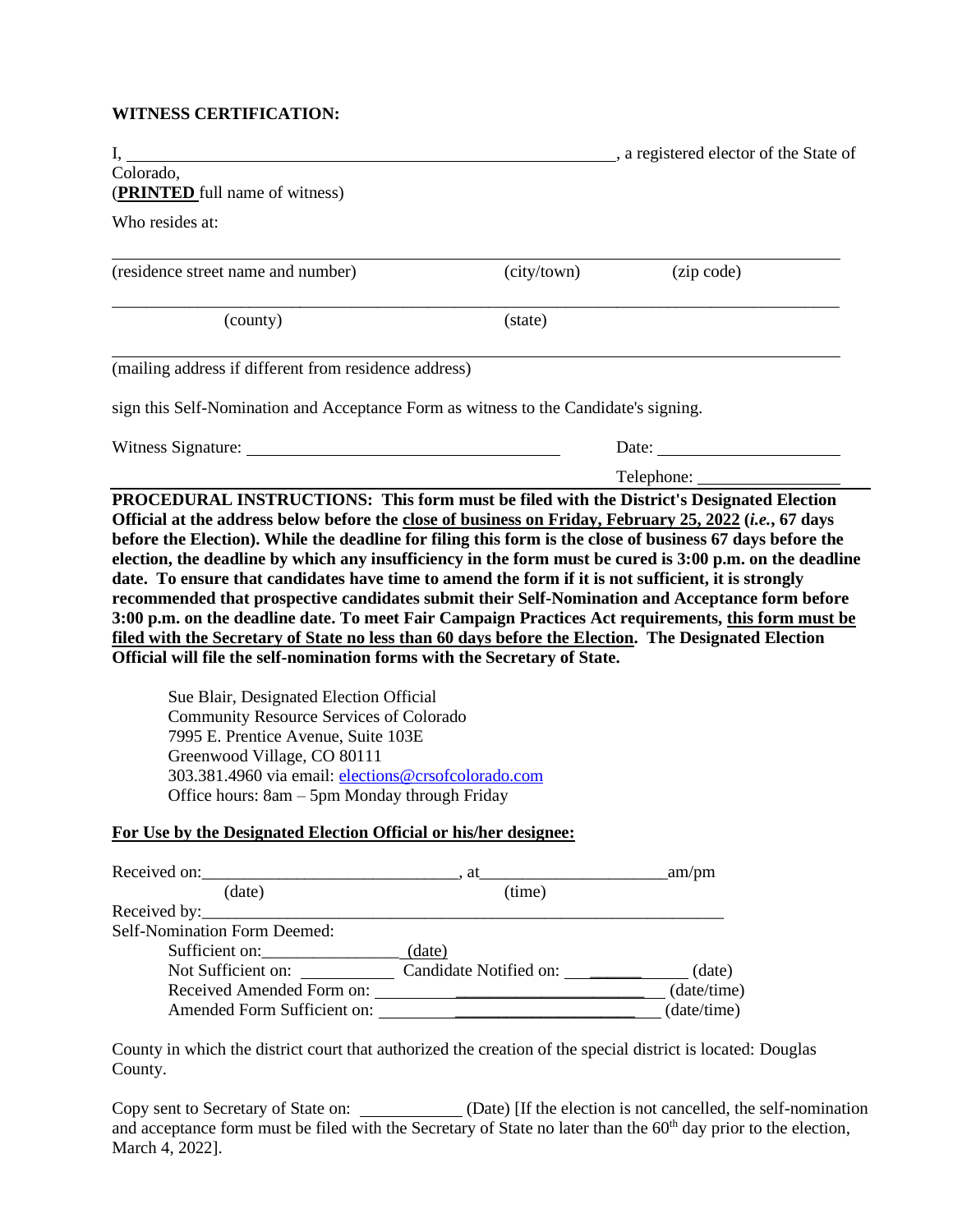**WITNESS CERTIFICATION:**

I, \_\_\_\_\_\_\_\_\_\_\_\_\_\_\_\_\_\_\_\_\_\_\_\_\_\_\_\_\_\_\_\_\_\_\_\_\_\_\_\_\_\_\_\_\_\_\_\_\_\_\_\_, a registered elector of the State of Colorado,
(**PRINTED** full name of witness)

Who resides at:

\_\_\_\_\_\_\_\_\_\_\_\_\_\_\_\_\_\_\_\_\_\_\_\_\_\_\_\_\_\_\_\_\_\_\_\_\_\_\_\_\_\_\_\_\_\_\_\_\_\_\_\_\_\_\_\_\_\_\_\_\_\_\_\_\_\_\_\_\_\_\_\_\_\_\_\_
(residence street name and number) (city/town) (zip code)

\_\_\_\_\_\_\_\_\_\_\_\_\_\_\_\_\_\_\_\_\_\_\_\_\_\_\_\_\_\_\_\_\_\_\_\_\_\_\_\_\_\_\_\_\_\_\_\_\_\_\_\_\_\_\_\_\_\_\_\_\_\_\_\_\_\_\_\_\_\_\_\_\_\_\_\_
(county) (state)

\_\_\_\_\_\_\_\_\_\_\_\_\_\_\_\_\_\_\_\_\_\_\_\_\_\_\_\_\_\_\_\_\_\_\_\_\_\_\_\_\_\_\_\_\_\_\_\_\_\_\_\_\_\_\_\_\_\_\_\_\_\_\_\_\_\_\_\_\_\_\_\_\_\_\_\_
(mailing address if different from residence address)

sign this Self-Nomination and Acceptance Form as witness to the Candidate's signing.

Witness Signature: \_\_\_\_\_\_\_\_\_\_\_\_\_\_\_\_\_\_\_\_\_\_\_\_\_\_\_\_\_\_\_\_\_\_ Date: \_\_\_\_\_\_\_\_\_\_\_\_\_\_\_\_\_\_\_\_

Telephone: \_\_\_\_\_\_\_\_\_\_\_\_\_\_\_\_\_

**PROCEDURAL INSTRUCTIONS: This form must be filed with the District's Designated Election Official at the address below before the <u>close of business on Friday, February 25, 2022</u> (*i.e.*, 67 days before the Election). While the deadline for filing this form is the close of business 67 days before the election, the deadline by which any insufficiency in the form must be cured is 3:00 p.m. on the deadline date. To ensure that candidates have time to amend the form if it is not sufficient, it is strongly recommended that prospective candidates submit their Self-Nomination and Acceptance form before 3:00 p.m. on the deadline date. To meet Fair Campaign Practices Act requirements, <u>this form must be filed with the Secretary of State no less than 60 days before the Election</u>. The Designated Election Official will file the self-nomination forms with the Secretary of State.**

Sue Blair, Designated Election Official
Community Resource Services of Colorado
7995 E. Prentice Avenue, Suite 103E
Greenwood Village, CO 80111
303.381.4960 via email: elections@crsofcolorado.com
Office hours: 8am – 5pm Monday through Friday

**<u>For Use by the Designated Election Official or his/her designee:</u>**

Received on:\_\_\_\_\_\_\_\_\_\_\_\_\_\_\_\_\_\_\_\_\_\_\_\_\_\_\_\_\_, at\_\_\_\_\_\_\_\_\_\_\_\_\_\_\_\_\_\_\_\_\_am/pm
(date) (time)

Received by:\_\_\_\_\_\_\_\_\_\_\_\_\_\_\_\_\_\_\_\_\_\_\_\_\_\_\_\_\_\_\_\_\_\_\_\_\_\_\_\_\_\_\_\_\_\_\_\_\_\_\_\_\_\_\_\_\_\_\_\_

Self-Nomination Form Deemed:

- Sufficient on:\_\_\_\_\_\_\_\_\_\_\_\_\_\_\_\_ (date)
- Not Sufficient on: \_\_\_\_\_\_\_\_\_\_\_ Candidate Notified on: \_\_\_\_\_\_\_\_\_\_\_\_\_ (date)
- Received Amended Form on: \_\_\_\_\_\_\_\_\_\_\_\_\_\_\_\_\_\_\_\_\_\_\_\_\_\_\_\_\_\_\_\_\_\_ (date/time)
- Amended Form Sufficient on: \_\_\_\_\_\_\_\_\_\_\_\_\_\_\_\_\_\_\_\_\_\_\_\_\_\_\_\_\_\_\_\_\_\_ (date/time)

County in which the district court that authorized the creation of the special district is located: Douglas County.

Copy sent to Secretary of State on: \_\_\_\_\_\_\_\_\_\_\_\_ (Date) [If the election is not cancelled, the self-nomination and acceptance form must be filed with the Secretary of State no later than the 60th day prior to the election, March 4, 2022].